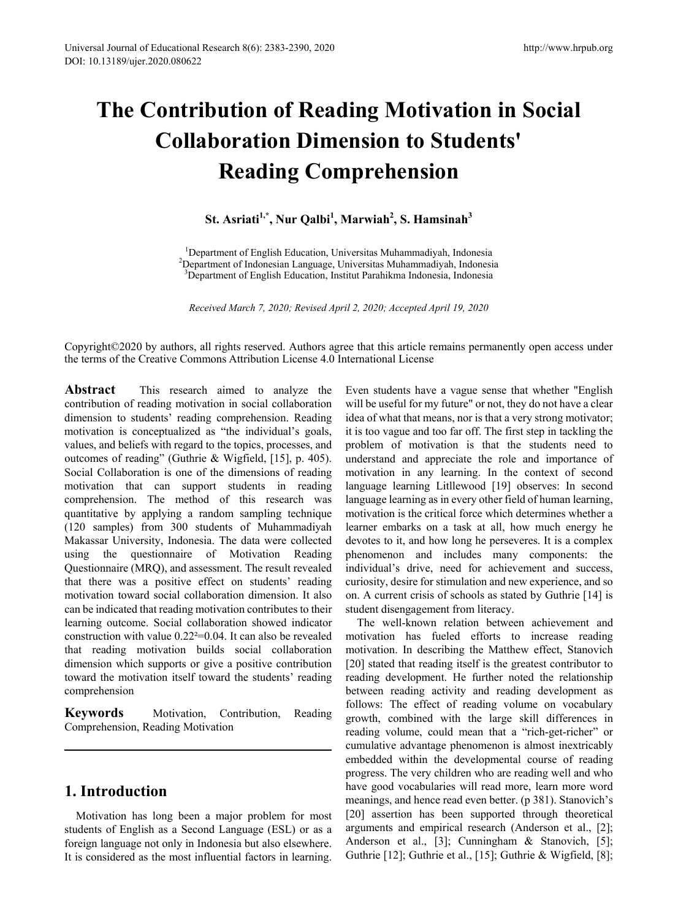# The Contribution of Reading Motivation in Social Collaboration Dimension to Students' Reading Comprehension

**St. Asriati[1,*], Nur Qalbi[1], Marwiah[2], S. Hamsinah[3]**

[1]Department of English Education, Universitas Muhammadiyah, Indonesia
[2]Department of Indonesian Language, Universitas Muhammadiyah, Indonesia
[3]Department of English Education, Institut Parahikma Indonesia, Indonesia

*Received March 7, 2020; Revised April 2, 2020; Accepted April 19, 2020*

Copyright©2020 by authors, all rights reserved. Authors agree that this article remains permanently open access under the terms of the Creative Commons Attribution License 4.0 International License

**Abstract** This research aimed to analyze the contribution of reading motivation in social collaboration dimension to students' reading comprehension. Reading motivation is conceptualized as "the individual's goals, values, and beliefs with regard to the topics, processes, and outcomes of reading" (Guthrie & Wigfield, [15], p. 405). Social Collaboration is one of the dimensions of reading motivation that can support students in reading comprehension. The method of this research was quantitative by applying a random sampling technique (120 samples) from 300 students of Muhammadiyah Makassar University, Indonesia. The data were collected using the questionnaire of Motivation Reading Questionnaire (MRQ), and assessment. The result revealed that there was a positive effect on students' reading motivation toward social collaboration dimension. It also can be indicated that reading motivation contributes to their learning outcome. Social collaboration showed indicator construction with value $0.22^2=0.04$. It can also be revealed that reading motivation builds social collaboration dimension which supports or give a positive contribution toward the motivation itself toward the students' reading comprehension

**Keywords** Motivation, Contribution, Reading Comprehension, Reading Motivation

## 1. Introduction

Motivation has long been a major problem for most students of English as a Second Language (ESL) or as a foreign language not only in Indonesia but also elsewhere. It is considered as the most influential factors in learning. Even students have a vague sense that whether "English will be useful for my future" or not, they do not have a clear idea of what that means, nor is that a very strong motivator; it is too vague and too far off. The first step in tackling the problem of motivation is that the students need to understand and appreciate the role and importance of motivation in any learning. In the context of second language learning Litllewood [19] observes: In second language learning as in every other field of human learning, motivation is the critical force which determines whether a learner embarks on a task at all, how much energy he devotes to it, and how long he perseveres. It is a complex phenomenon and includes many components: the individual's drive, need for achievement and success, curiosity, desire for stimulation and new experience, and so on. A current crisis of schools as stated by Guthrie [14] is student disengagement from literacy.

The well-known relation between achievement and motivation has fueled efforts to increase reading motivation. In describing the Matthew effect, Stanovich [20] stated that reading itself is the greatest contributor to reading development. He further noted the relationship between reading activity and reading development as follows: The effect of reading volume on vocabulary growth, combined with the large skill differences in reading volume, could mean that a "rich-get-richer" or cumulative advantage phenomenon is almost inextricably embedded within the developmental course of reading progress. The very children who are reading well and who have good vocabularies will read more, learn more word meanings, and hence read even better. (p 381). Stanovich's [20] assertion has been supported through theoretical arguments and empirical research (Anderson et al., [2]; Anderson et al., [3]; Cunningham & Stanovich, [5]; Guthrie [12]; Guthrie et al., [15]; Guthrie & Wigfield, [8];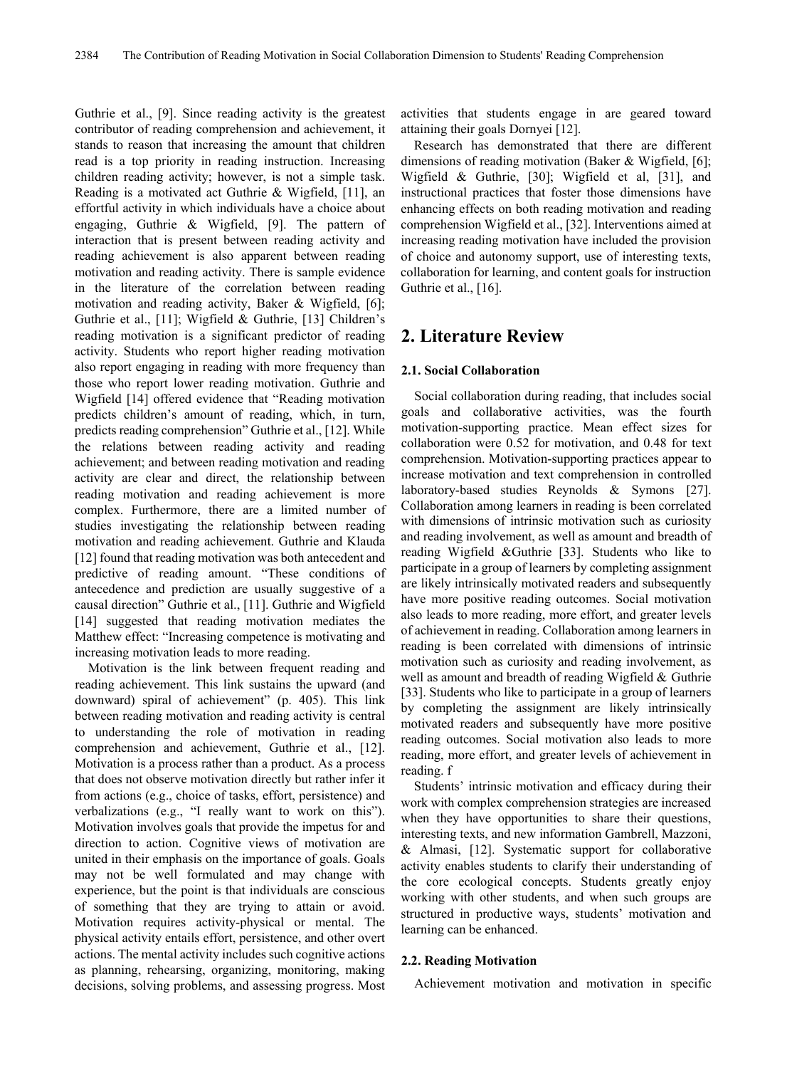Guthrie et al., [9]. Since reading activity is the greatest contributor of reading comprehension and achievement, it stands to reason that increasing the amount that children read is a top priority in reading instruction. Increasing children reading activity; however, is not a simple task. Reading is a motivated act Guthrie & Wigfield, [11], an effortful activity in which individuals have a choice about engaging, Guthrie & Wigfield, [9]. The pattern of interaction that is present between reading activity and reading achievement is also apparent between reading motivation and reading activity. There is sample evidence in the literature of the correlation between reading motivation and reading activity, Baker & Wigfield, [6]; Guthrie et al., [11]; Wigfield & Guthrie, [13] Children's reading motivation is a significant predictor of reading activity. Students who report higher reading motivation also report engaging in reading with more frequency than those who report lower reading motivation. Guthrie and Wigfield [14] offered evidence that "Reading motivation predicts children's amount of reading, which, in turn, predicts reading comprehension" Guthrie et al., [12]. While the relations between reading activity and reading achievement; and between reading motivation and reading activity are clear and direct, the relationship between reading motivation and reading achievement is more complex. Furthermore, there are a limited number of studies investigating the relationship between reading motivation and reading achievement. Guthrie and Klauda [12] found that reading motivation was both antecedent and predictive of reading amount. "These conditions of antecedence and prediction are usually suggestive of a causal direction" Guthrie et al., [11]. Guthrie and Wigfield [14] suggested that reading motivation mediates the Matthew effect: "Increasing competence is motivating and increasing motivation leads to more reading.

Motivation is the link between frequent reading and reading achievement. This link sustains the upward (and downward) spiral of achievement" (p. 405). This link between reading motivation and reading activity is central to understanding the role of motivation in reading comprehension and achievement, Guthrie et al., [12]. Motivation is a process rather than a product. As a process that does not observe motivation directly but rather infer it from actions (e.g., choice of tasks, effort, persistence) and verbalizations (e.g., "I really want to work on this"). Motivation involves goals that provide the impetus for and direction to action. Cognitive views of motivation are united in their emphasis on the importance of goals. Goals may not be well formulated and may change with experience, but the point is that individuals are conscious of something that they are trying to attain or avoid. Motivation requires activity-physical or mental. The physical activity entails effort, persistence, and other overt actions. The mental activity includes such cognitive actions as planning, rehearsing, organizing, monitoring, making decisions, solving problems, and assessing progress. Most activities that students engage in are geared toward attaining their goals Dornyei [12].

Research has demonstrated that there are different dimensions of reading motivation (Baker & Wigfield, [6]; Wigfield & Guthrie, [30]; Wigfield et al, [31], and instructional practices that foster those dimensions have enhancing effects on both reading motivation and reading comprehension Wigfield et al., [32]. Interventions aimed at increasing reading motivation have included the provision of choice and autonomy support, use of interesting texts, collaboration for learning, and content goals for instruction Guthrie et al., [16].

## 2. Literature Review

### 2.1. Social Collaboration

Social collaboration during reading, that includes social goals and collaborative activities, was the fourth motivation-supporting practice. Mean effect sizes for collaboration were 0.52 for motivation, and 0.48 for text comprehension. Motivation-supporting practices appear to increase motivation and text comprehension in controlled laboratory-based studies Reynolds & Symons [27]. Collaboration among learners in reading is been correlated with dimensions of intrinsic motivation such as curiosity and reading involvement, as well as amount and breadth of reading Wigfield &Guthrie [33]. Students who like to participate in a group of learners by completing assignment are likely intrinsically motivated readers and subsequently have more positive reading outcomes. Social motivation also leads to more reading, more effort, and greater levels of achievement in reading. Collaboration among learners in reading is been correlated with dimensions of intrinsic motivation such as curiosity and reading involvement, as well as amount and breadth of reading Wigfield & Guthrie [33]. Students who like to participate in a group of learners by completing the assignment are likely intrinsically motivated readers and subsequently have more positive reading outcomes. Social motivation also leads to more reading, more effort, and greater levels of achievement in reading. f

Students' intrinsic motivation and efficacy during their work with complex comprehension strategies are increased when they have opportunities to share their questions, interesting texts, and new information Gambrell, Mazzoni, & Almasi, [12]. Systematic support for collaborative activity enables students to clarify their understanding of the core ecological concepts. Students greatly enjoy working with other students, and when such groups are structured in productive ways, students' motivation and learning can be enhanced.

### 2.2. Reading Motivation

Achievement motivation and motivation in specific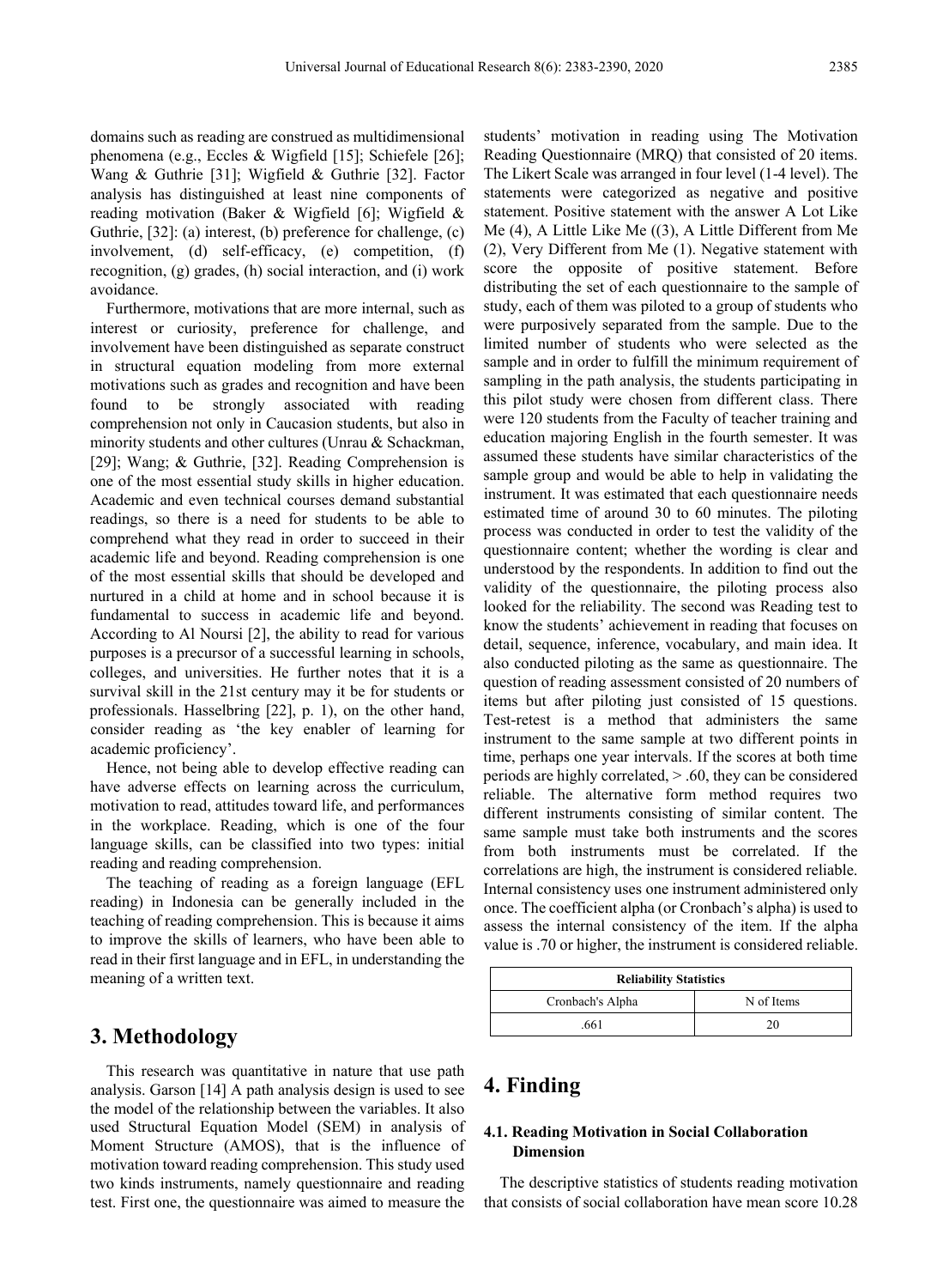domains such as reading are construed as multidimensional phenomena (e.g., Eccles & Wigfield [15]; Schiefele [26]; Wang & Guthrie [31]; Wigfield & Guthrie [32]. Factor analysis has distinguished at least nine components of reading motivation (Baker & Wigfield [6]; Wigfield & Guthrie, [32]: (a) interest, (b) preference for challenge, (c) involvement, (d) self-efficacy, (e) competition, (f) recognition, (g) grades, (h) social interaction, and (i) work avoidance.

Furthermore, motivations that are more internal, such as interest or curiosity, preference for challenge, and involvement have been distinguished as separate construct in structural equation modeling from more external motivations such as grades and recognition and have been found to be strongly associated with reading comprehension not only in Caucasion students, but also in minority students and other cultures (Unrau & Schackman, [29]; Wang; & Guthrie, [32]. Reading Comprehension is one of the most essential study skills in higher education. Academic and even technical courses demand substantial readings, so there is a need for students to be able to comprehend what they read in order to succeed in their academic life and beyond. Reading comprehension is one of the most essential skills that should be developed and nurtured in a child at home and in school because it is fundamental to success in academic life and beyond. According to Al Noursi [2], the ability to read for various purposes is a precursor of a successful learning in schools, colleges, and universities. He further notes that it is a survival skill in the 21st century may it be for students or professionals. Hasselbring [22], p. 1), on the other hand, consider reading as 'the key enabler of learning for academic proficiency'.

Hence, not being able to develop effective reading can have adverse effects on learning across the curriculum, motivation to read, attitudes toward life, and performances in the workplace. Reading, which is one of the four language skills, can be classified into two types: initial reading and reading comprehension.

The teaching of reading as a foreign language (EFL reading) in Indonesia can be generally included in the teaching of reading comprehension. This is because it aims to improve the skills of learners, who have been able to read in their first language and in EFL, in understanding the meaning of a written text.

# 3. Methodology

This research was quantitative in nature that use path analysis. Garson [14] A path analysis design is used to see the model of the relationship between the variables. It also used Structural Equation Model (SEM) in analysis of Moment Structure (AMOS), that is the influence of motivation toward reading comprehension. This study used two kinds instruments, namely questionnaire and reading test. First one, the questionnaire was aimed to measure the students' motivation in reading using The Motivation Reading Questionnaire (MRQ) that consisted of 20 items. The Likert Scale was arranged in four level (1-4 level). The statements were categorized as negative and positive statement. Positive statement with the answer A Lot Like Me (4), A Little Like Me ((3), A Little Different from Me (2), Very Different from Me (1). Negative statement with score the opposite of positive statement. Before distributing the set of each questionnaire to the sample of study, each of them was piloted to a group of students who were purposively separated from the sample. Due to the limited number of students who were selected as the sample and in order to fulfill the minimum requirement of sampling in the path analysis, the students participating in this pilot study were chosen from different class. There were 120 students from the Faculty of teacher training and education majoring English in the fourth semester. It was assumed these students have similar characteristics of the sample group and would be able to help in validating the instrument. It was estimated that each questionnaire needs estimated time of around 30 to 60 minutes. The piloting process was conducted in order to test the validity of the questionnaire content; whether the wording is clear and understood by the respondents. In addition to find out the validity of the questionnaire, the piloting process also looked for the reliability. The second was Reading test to know the students' achievement in reading that focuses on detail, sequence, inference, vocabulary, and main idea. It also conducted piloting as the same as questionnaire. The question of reading assessment consisted of 20 numbers of items but after piloting just consisted of 15 questions. Test-retest is a method that administers the same instrument to the same sample at two different points in time, perhaps one year intervals. If the scores at both time periods are highly correlated, > .60, they can be considered reliable. The alternative form method requires two different instruments consisting of similar content. The same sample must take both instruments and the scores from both instruments must be correlated. If the correlations are high, the instrument is considered reliable. Internal consistency uses one instrument administered only once. The coefficient alpha (or Cronbach's alpha) is used to assess the internal consistency of the item. If the alpha value is .70 or higher, the instrument is considered reliable.

| **Reliability Statistics** | |
|---|---|
| Cronbach's Alpha | N of Items |
| .661 | 20 |

# 4. Finding

### 4.1. Reading Motivation in Social Collaboration Dimension

The descriptive statistics of students reading motivation that consists of social collaboration have mean score 10.28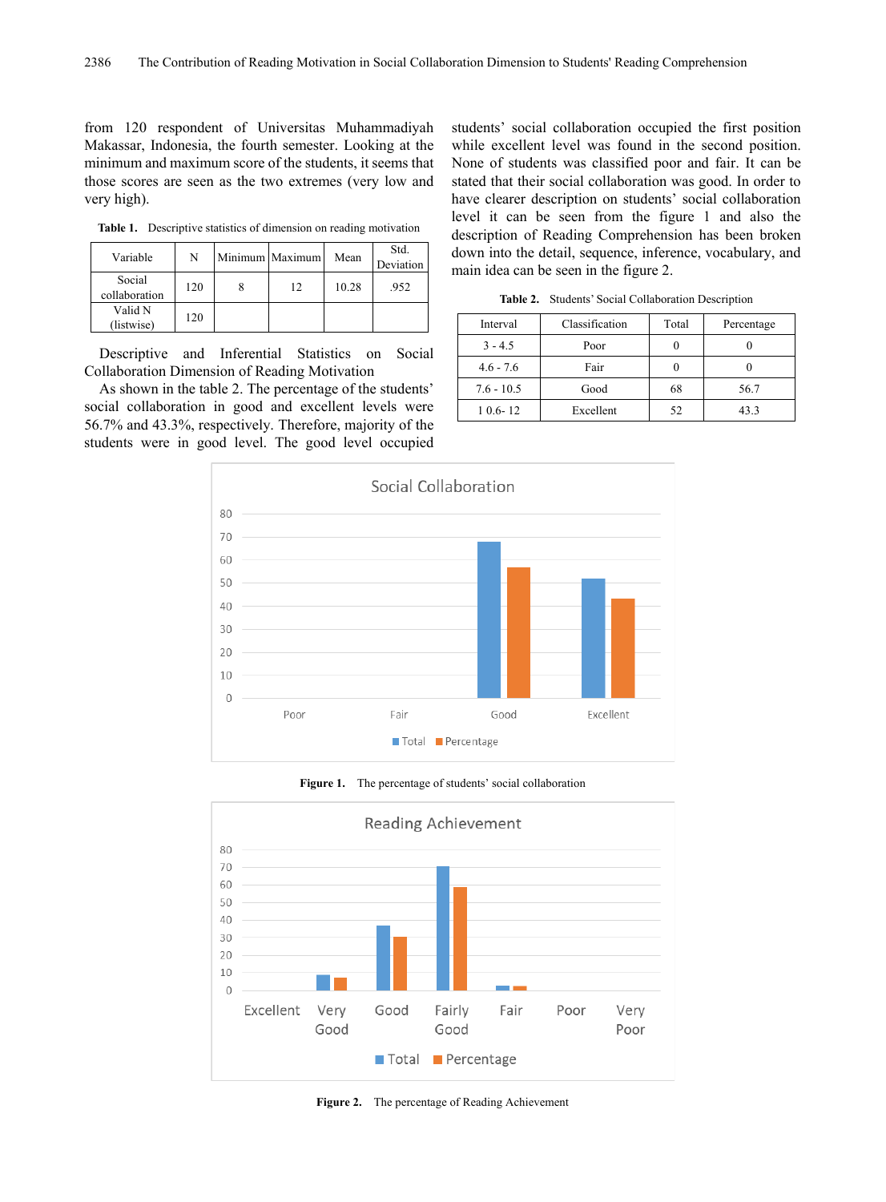from 120 respondent of Universitas Muhammadiyah Makassar, Indonesia, the fourth semester. Looking at the minimum and maximum score of the students, it seems that those scores are seen as the two extremes (very low and very high).

**Table 1.** Descriptive statistics of dimension on reading motivation

| Variable | N | Minimum | Maximum | Mean | Std. Deviation |
|---|---|---|---|---|---|
| Social collaboration | 120 | 8 | 12 | 10.28 | .952 |
| Valid N (listwise) | 120 | | | | |

Descriptive and Inferential Statistics on Social Collaboration Dimension of Reading Motivation

As shown in the table 2. The percentage of the students' social collaboration in good and excellent levels were 56.7% and 43.3%, respectively. Therefore, majority of the students were in good level. The good level occupied students' social collaboration occupied the first position while excellent level was found in the second position. None of students was classified poor and fair. It can be stated that their social collaboration was good. In order to have clearer description on students' social collaboration level it can be seen from the figure 1 and also the description of Reading Comprehension has been broken down into the detail, sequence, inference, vocabulary, and main idea can be seen in the figure 2.

**Table 2.** Students' Social Collaboration Description

| Interval | Classification | Total | Percentage |
|---|---|---|---|
| 3 - 4.5 | Poor | 0 | 0 |
| 4.6 - 7.6 | Fair | 0 | 0 |
| 7.6 - 10.5 | Good | 68 | 56.7 |
| 1 0.6- 12 | Excellent | 52 | 43.3 |

**Figure 1.** The percentage of students' social collaboration

**Figure 2.** The percentage of Reading Achievement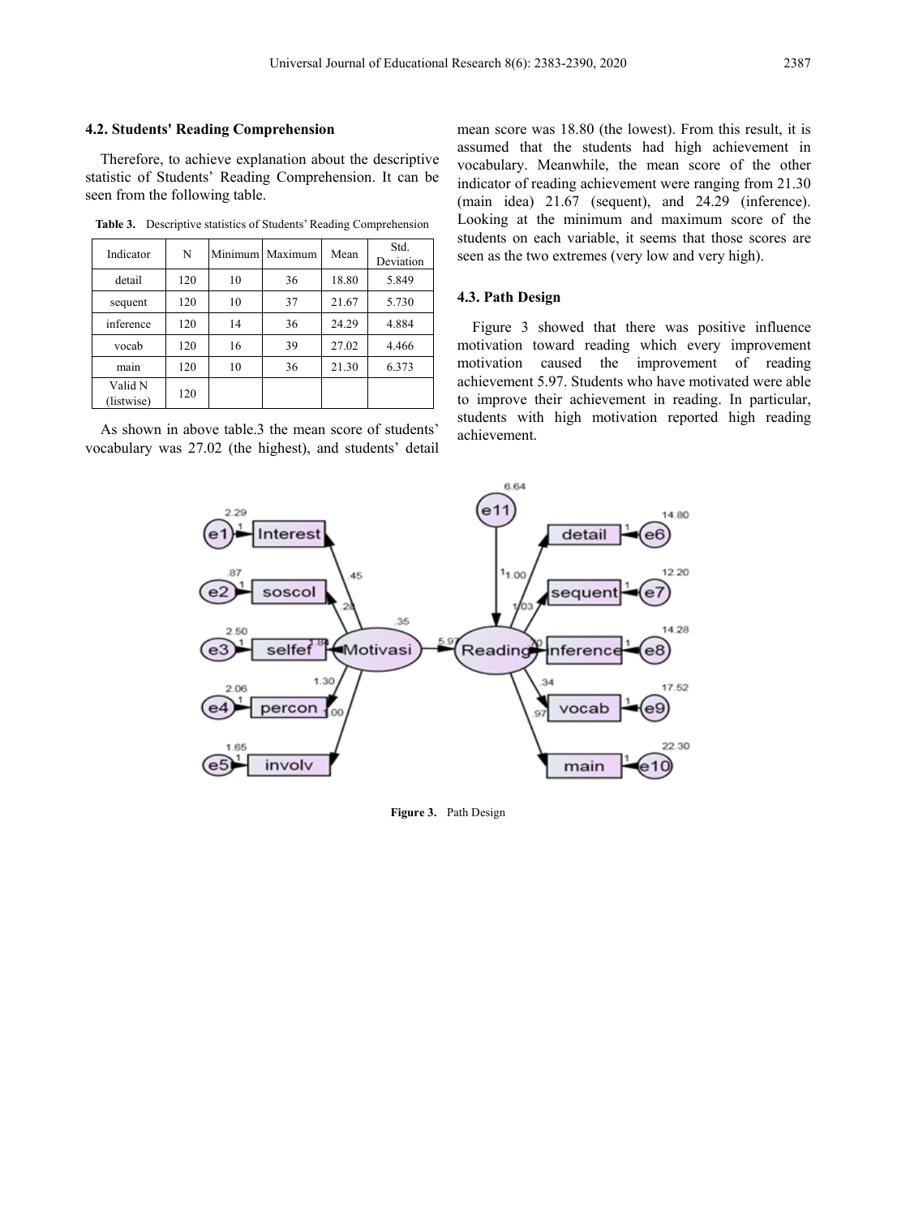### 4.2. Students' Reading Comprehension

Therefore, to achieve explanation about the descriptive statistic of Students' Reading Comprehension. It can be seen from the following table.

**Table 3.** Descriptive statistics of Students' Reading Comprehension

| Indicator | N | Minimum | Maximum | Mean | Std. Deviation |
|---|---|---|---|---|---|
| detail | 120 | 10 | 36 | 18.80 | 5.849 |
| sequent | 120 | 10 | 37 | 21.67 | 5.730 |
| inference | 120 | 14 | 36 | 24.29 | 4.884 |
| vocab | 120 | 16 | 39 | 27.02 | 4.466 |
| main | 120 | 10 | 36 | 21.30 | 6.373 |
| Valid N (listwise) | 120 | | | | |

As shown in above table.3 the mean score of students' vocabulary was 27.02 (the highest), and students' detail mean score was 18.80 (the lowest). From this result, it is assumed that the students had high achievement in vocabulary. Meanwhile, the mean score of the other indicator of reading achievement were ranging from 21.30 (main idea) 21.67 (sequent), and 24.29 (inference). Looking at the minimum and maximum score of the students on each variable, it seems that those scores are seen as the two extremes (very low and very high).

### 4.3. Path Design

Figure 3 showed that there was positive influence motivation toward reading which every improvement motivation caused the improvement of reading achievement 5.97. Students who have motivated were able to improve their achievement in reading. In particular, students with high motivation reported high reading achievement.

**Figure 3.** Path Design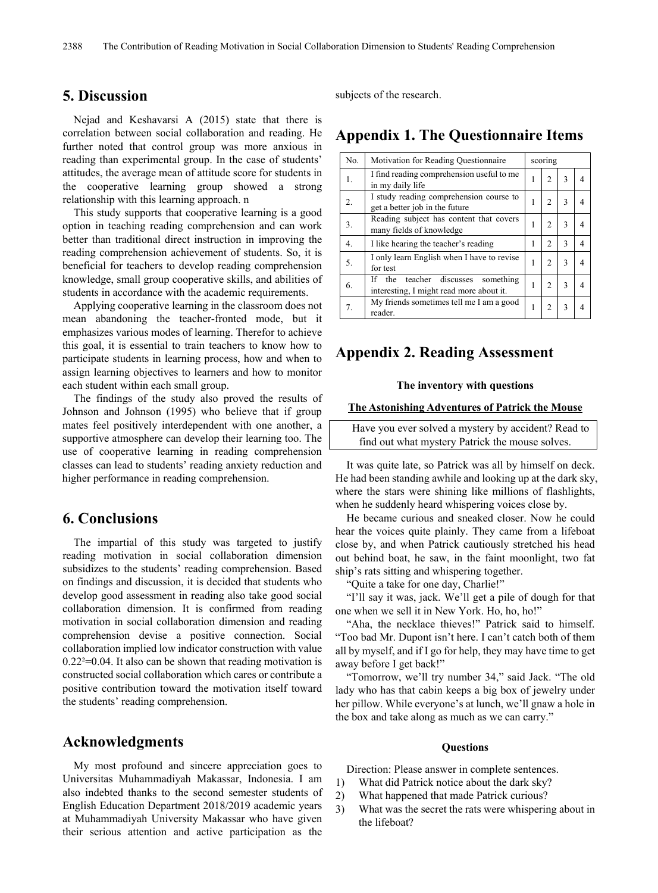## 5. Discussion

Nejad and Keshavarsi A (2015) state that there is correlation between social collaboration and reading. He further noted that control group was more anxious in reading than experimental group. In the case of students' attitudes, the average mean of attitude score for students in the cooperative learning group showed a strong relationship with this learning approach. n

This study supports that cooperative learning is a good option in teaching reading comprehension and can work better than traditional direct instruction in improving the reading comprehension achievement of students. So, it is beneficial for teachers to develop reading comprehension knowledge, small group cooperative skills, and abilities of students in accordance with the academic requirements.

Applying cooperative learning in the classroom does not mean abandoning the teacher-fronted mode, but it emphasizes various modes of learning. Therefor to achieve this goal, it is essential to train teachers to know how to participate students in learning process, how and when to assign learning objectives to learners and how to monitor each student within each small group.

The findings of the study also proved the results of Johnson and Johnson (1995) who believe that if group mates feel positively interdependent with one another, a supportive atmosphere can develop their learning too. The use of cooperative learning in reading comprehension classes can lead to students' reading anxiety reduction and higher performance in reading comprehension.

## 6. Conclusions

The impartial of this study was targeted to justify reading motivation in social collaboration dimension subsidizes to the students' reading comprehension. Based on findings and discussion, it is decided that students who develop good assessment in reading also take good social collaboration dimension. It is confirmed from reading motivation in social collaboration dimension and reading comprehension devise a positive connection. Social collaboration implied low indicator construction with value $0.22^2=0.04$. It also can be shown that reading motivation is constructed social collaboration which cares or contribute a positive contribution toward the motivation itself toward the students' reading comprehension.

## Acknowledgments

My most profound and sincere appreciation goes to Universitas Muhammadiyah Makassar, Indonesia. I am also indebted thanks to the second semester students of English Education Department 2018/2019 academic years at Muhammadiyah University Makassar who have given their serious attention and active participation as the subjects of the research.

## Appendix 1. The Questionnaire Items

| No. | Motivation for Reading Questionnaire | scoring | | | |
|---|---|---|---|---|---|
| 1. | I find reading comprehension useful to me in my daily life | 1 | 2 | 3 | 4 |
| 2. | I study reading comprehension course to get a better job in the future | 1 | 2 | 3 | 4 |
| 3. | Reading subject has content that covers many fields of knowledge | 1 | 2 | 3 | 4 |
| 4. | I like hearing the teacher's reading | 1 | 2 | 3 | 4 |
| 5. | I only learn English when I have to revise for test | 1 | 2 | 3 | 4 |
| 6. | If the teacher discusses something interesting, I might read more about it. | 1 | 2 | 3 | 4 |
| 7. | My friends sometimes tell me I am a good reader. | 1 | 2 | 3 | 4 |

## Appendix 2. Reading Assessment

**The inventory with questions**

**The Astonishing Adventures of Patrick the Mouse**

Have you ever solved a mystery by accident? Read to find out what mystery Patrick the mouse solves.

It was quite late, so Patrick was all by himself on deck. He had been standing awhile and looking up at the dark sky, where the stars were shining like millions of flashlights, when he suddenly heard whispering voices close by.

He became curious and sneaked closer. Now he could hear the voices quite plainly. They came from a lifeboat close by, and when Patrick cautiously stretched his head out behind boat, he saw, in the faint moonlight, two fat ship's rats sitting and whispering together.

"Quite a take for one day, Charlie!"

"I'll say it was, jack. We'll get a pile of dough for that one when we sell it in New York. Ho, ho, ho!"

"Aha, the necklace thieves!" Patrick said to himself. "Too bad Mr. Dupont isn't here. I can't catch both of them all by myself, and if I go for help, they may have time to get away before I get back!"

"Tomorrow, we'll try number 34," said Jack. "The old lady who has that cabin keeps a big box of jewelry under her pillow. While everyone's at lunch, we'll gnaw a hole in the box and take along as much as we can carry."

**Questions**

Direction: Please answer in complete sentences.

1) What did Patrick notice about the dark sky?
2) What happened that made Patrick curious?
3) What was the secret the rats were whispering about in the lifeboat?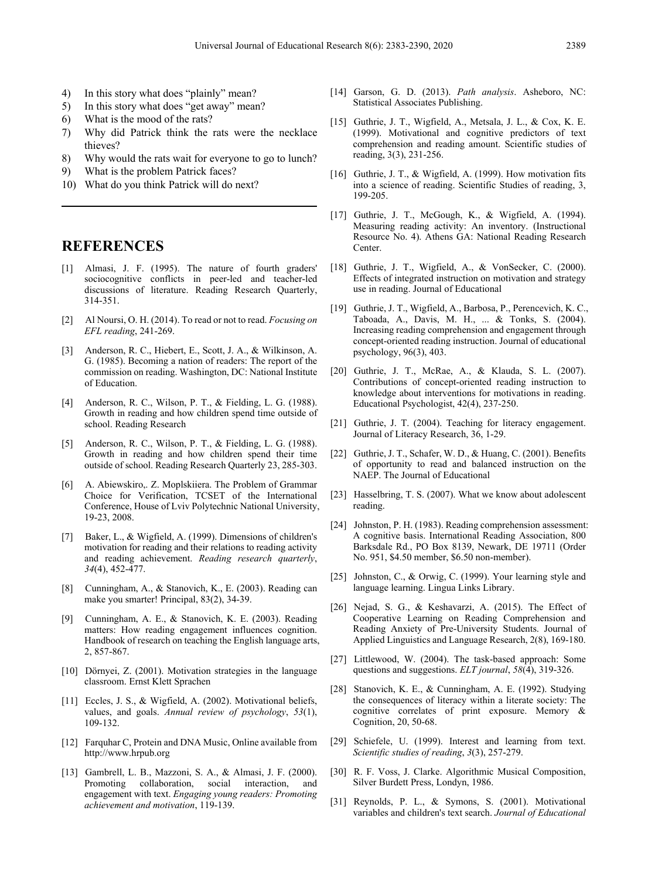4) In this story what does “plainly” mean?
5) In this story what does “get away” mean?
6) What is the mood of the rats?
7) Why did Patrick think the rats were the necklace thieves?
8) Why would the rats wait for everyone to go to lunch?
9) What is the problem Patrick faces?
10) What do you think Patrick will do next?

---

## REFERENCES

[1] Almasi, J. F. (1995). The nature of fourth graders' sociocognitive conflicts in peer-led and teacher-led discussions of literature. Reading Research Quarterly, 314-351.

[2] Al Noursi, O. H. (2014). To read or not to read. *Focusing on EFL reading*, 241-269.

[3] Anderson, R. C., Hiebert, E., Scott, J. A., & Wilkinson, A. G. (1985). Becoming a nation of readers: The report of the commission on reading. Washington, DC: National Institute of Education.

[4] Anderson, R. C., Wilson, P. T., & Fielding, L. G. (1988). Growth in reading and how children spend time outside of school. Reading Research

[5] Anderson, R. C., Wilson, P. T., & Fielding, L. G. (1988). Growth in reading and how children spend their time outside of school. Reading Research Quarterly 23, 285-303.

[6] A. Abiewskiro,. Z. Moplskiiera. The Problem of Grammar Choice for Verification, TCSET of the International Conference, House of Lviv Polytechnic National University, 19-23, 2008.

[7] Baker, L., & Wigfield, A. (1999). Dimensions of children's motivation for reading and their relations to reading activity and reading achievement. *Reading research quarterly*, *34*(4), 452-477.

[8] Cunningham, A., & Stanovich, K., E. (2003). Reading can make you smarter! Principal, 83(2), 34-39.

[9] Cunningham, A. E., & Stanovich, K. E. (2003). Reading matters: How reading engagement influences cognition. Handbook of research on teaching the English language arts, 2, 857-867.

[10] Dörnyei, Z. (2001). Motivation strategies in the language classroom. Ernst Klett Sprachen

[11] Eccles, J. S., & Wigfield, A. (2002). Motivational beliefs, values, and goals. *Annual review of psychology*, *53*(1), 109-132.

[12] Farquhar C, Protein and DNA Music, Online available from http://www.hrpub.org

[13] Gambrell, L. B., Mazzoni, S. A., & Almasi, J. F. (2000). Promoting collaboration, social interaction, and engagement with text. *Engaging young readers: Promoting achievement and motivation*, 119-139.

[14] Garson, G. D. (2013). *Path analysis*. Asheboro, NC: Statistical Associates Publishing.

[15] Guthrie, J. T., Wigfield, A., Metsala, J. L., & Cox, K. E. (1999). Motivational and cognitive predictors of text comprehension and reading amount. Scientific studies of reading, 3(3), 231-256.

[16] Guthrie, J. T., & Wigfield, A. (1999). How motivation fits into a science of reading. Scientific Studies of reading, 3, 199-205.

[17] Guthrie, J. T., McGough, K., & Wigfield, A. (1994). Measuring reading activity: An inventory. (Instructional Resource No. 4). Athens GA: National Reading Research Center.

[18] Guthrie, J. T., Wigfield, A., & VonSecker, C. (2000). Effects of integrated instruction on motivation and strategy use in reading. Journal of Educational

[19] Guthrie, J. T., Wigfield, A., Barbosa, P., Perencevich, K. C., Taboada, A., Davis, M. H., ... & Tonks, S. (2004). Increasing reading comprehension and engagement through concept-oriented reading instruction. Journal of educational psychology, 96(3), 403.

[20] Guthrie, J. T., McRae, A., & Klauda, S. L. (2007). Contributions of concept-oriented reading instruction to knowledge about interventions for motivations in reading. Educational Psychologist, 42(4), 237-250.

[21] Guthrie, J. T. (2004). Teaching for literacy engagement. Journal of Literacy Research, 36, 1-29.

[22] Guthrie, J. T., Schafer, W. D., & Huang, C. (2001). Benefits of opportunity to read and balanced instruction on the NAEP. The Journal of Educational

[23] Hasselbring, T. S. (2007). What we know about adolescent reading.

[24] Johnston, P. H. (1983). Reading comprehension assessment: A cognitive basis. International Reading Association, 800 Barksdale Rd., PO Box 8139, Newark, DE 19711 (Order No. 951, $4.50 member, $6.50 non-member).

[25] Johnston, C., & Orwig, C. (1999). Your learning style and language learning. Lingua Links Library.

[26] Nejad, S. G., & Keshavarzi, A. (2015). The Effect of Cooperative Learning on Reading Comprehension and Reading Anxiety of Pre-University Students. Journal of Applied Linguistics and Language Research, 2(8), 169-180.

[27] Littlewood, W. (2004). The task-based approach: Some questions and suggestions. *ELT journal*, *58*(4), 319-326.

[28] Stanovich, K. E., & Cunningham, A. E. (1992). Studying the consequences of literacy within a literate society: The cognitive correlates of print exposure. Memory & Cognition, 20, 50-68.

[29] Schiefele, U. (1999). Interest and learning from text. *Scientific studies of reading*, *3*(3), 257-279.

[30] R. F. Voss, J. Clarke. Algorithmic Musical Composition, Silver Burdett Press, Londyn, 1986.

[31] Reynolds, P. L., & Symons, S. (2001). Motivational variables and children's text search. *Journal of Educational*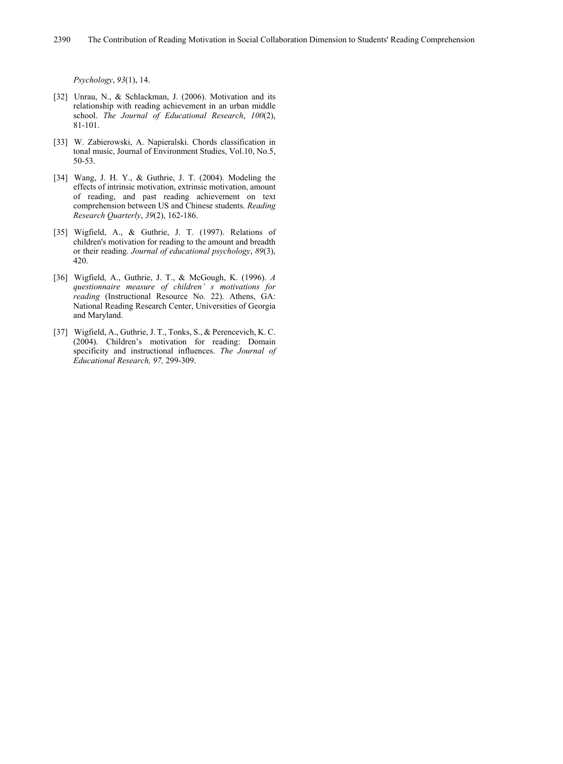*Psychology*, *93*(1), 14.

[32] Unrau, N., & Schlackman, J. (2006). Motivation and its relationship with reading achievement in an urban middle school. *The Journal of Educational Research*, *100*(2), 81-101.

[33] W. Zabierowski, A. Napieralski. Chords classification in tonal music, Journal of Environment Studies, Vol.10, No.5, 50-53.

[34] Wang, J. H. Y., & Guthrie, J. T. (2004). Modeling the effects of intrinsic motivation, extrinsic motivation, amount of reading, and past reading achievement on text comprehension between US and Chinese students. *Reading Research Quarterly*, *39*(2), 162-186.

[35] Wigfield, A., & Guthrie, J. T. (1997). Relations of children's motivation for reading to the amount and breadth or their reading. *Journal of educational psychology*, *89*(3), 420.

[36] Wigfield, A., Guthrie, J. T., & McGough, K. (1996). *A questionnaire measure of children' s motivations for reading* (Instructional Resource No. 22). Athens, GA: National Reading Research Center, Universities of Georgia and Maryland.

[37] Wigfield, A., Guthrie, J. T., Tonks, S., & Perencevich, K. C. (2004). Children's motivation for reading: Domain specificity and instructional influences. *The Journal of Educational Research, 97,* 299-309.